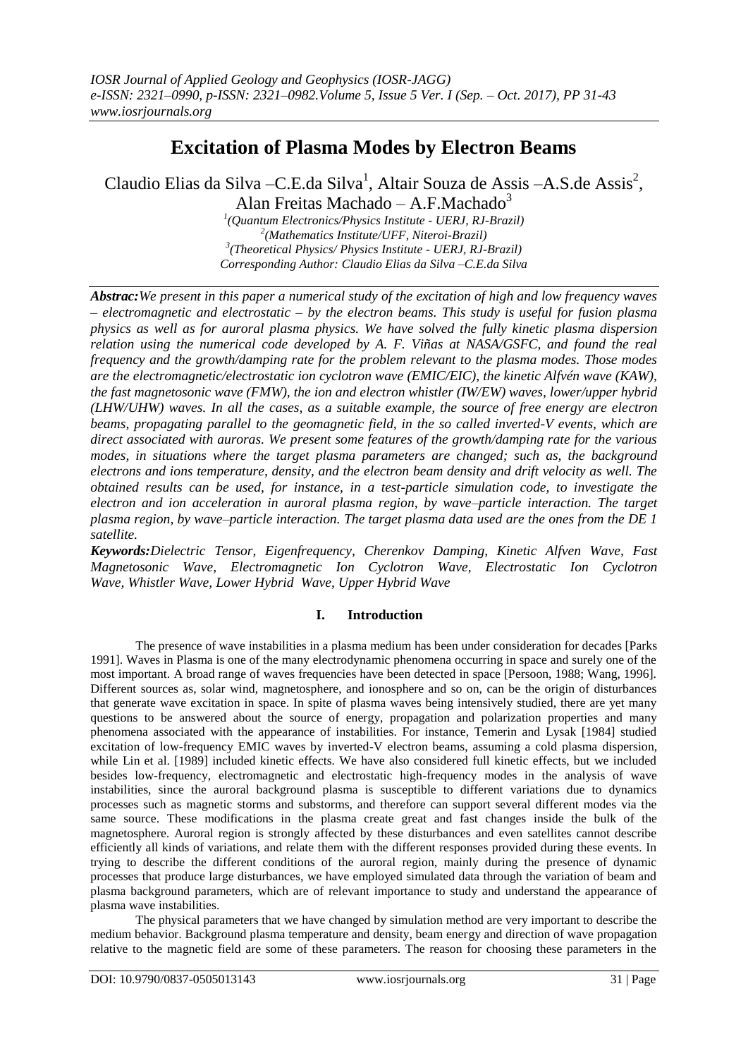# Excitation of Plasma Modes by Electron Beams

Claudio Elias da Silva –C.E.da Silva[1], Altair Souza de Assis –A.S.de Assis[2], Alan Freitas Machado – A.F.Machado[3]

[1](Quantum Electronics/Physics Institute - UERJ, RJ-Brazil)
[2](Mathematics Institute/UFF, Niteroi-Brazil)
[3](Theoretical Physics/ Physics Institute - UERJ, RJ-Brazil)
Corresponding Author: Claudio Elias da Silva –C.E.da Silva

***Abstract:*** *We present in this paper a numerical study of the excitation of high and low frequency waves – electromagnetic and electrostatic – by the electron beams. This study is useful for fusion plasma physics as well as for auroral plasma physics. We have solved the fully kinetic plasma dispersion relation using the numerical code developed by A. F. Viñas at NASA/GSFC, and found the real frequency and the growth/damping rate for the problem relevant to the plasma modes. Those modes are the electromagnetic/electrostatic ion cyclotron wave (EMIC/EIC), the kinetic Alfvén wave (KAW), the fast magnetosonic wave (FMW), the ion and electron whistler (IW/EW) waves, lower/upper hybrid (LHW/UHW) waves. In all the cases, as a suitable example, the source of free energy are electron beams, propagating parallel to the geomagnetic field, in the so called inverted-V events, which are direct associated with auroras. We present some features of the growth/damping rate for the various modes, in situations where the target plasma parameters are changed; such as, the background electrons and ions temperature, density, and the electron beam density and drift velocity as well. The obtained results can be used, for instance, in a test-particle simulation code, to investigate the electron and ion acceleration in auroral plasma region, by wave–particle interaction. The target plasma region, by wave–particle interaction. The target plasma data used are the ones from the DE 1 satellite.*

***Keywords:*** *Dielectric Tensor, Eigenfrequency, Cherenkov Damping, Kinetic Alfven Wave, Fast Magnetosonic Wave, Electromagnetic Ion Cyclotron Wave, Electrostatic Ion Cyclotron Wave, Whistler Wave, Lower Hybrid Wave, Upper Hybrid Wave*

## I. Introduction

The presence of wave instabilities in a plasma medium has been under consideration for decades [Parks 1991]. Waves in Plasma is one of the many electrodynamic phenomena occurring in space and surely one of the most important. A broad range of waves frequencies have been detected in space [Persoon, 1988; Wang, 1996]. Different sources as, solar wind, magnetosphere, and ionosphere and so on, can be the origin of disturbances that generate wave excitation in space. In spite of plasma waves being intensively studied, there are yet many questions to be answered about the source of energy, propagation and polarization properties and many phenomena associated with the appearance of instabilities. For instance, Temerin and Lysak [1984] studied excitation of low-frequency EMIC waves by inverted-V electron beams, assuming a cold plasma dispersion, while Lin et al. [1989] included kinetic effects. We have also considered full kinetic effects, but we included besides low-frequency, electromagnetic and electrostatic high-frequency modes in the analysis of wave instabilities, since the auroral background plasma is susceptible to different variations due to dynamics processes such as magnetic storms and substorms, and therefore can support several different modes via the same source. These modifications in the plasma create great and fast changes inside the bulk of the magnetosphere. Auroral region is strongly affected by these disturbances and even satellites cannot describe efficiently all kinds of variations, and relate them with the different responses provided during these events. In trying to describe the different conditions of the auroral region, mainly during the presence of dynamic processes that produce large disturbances, we have employed simulated data through the variation of beam and plasma background parameters, which are of relevant importance to study and understand the appearance of plasma wave instabilities.

The physical parameters that we have changed by simulation method are very important to describe the medium behavior. Background plasma temperature and density, beam energy and direction of wave propagation relative to the magnetic field are some of these parameters. The reason for choosing these parameters in the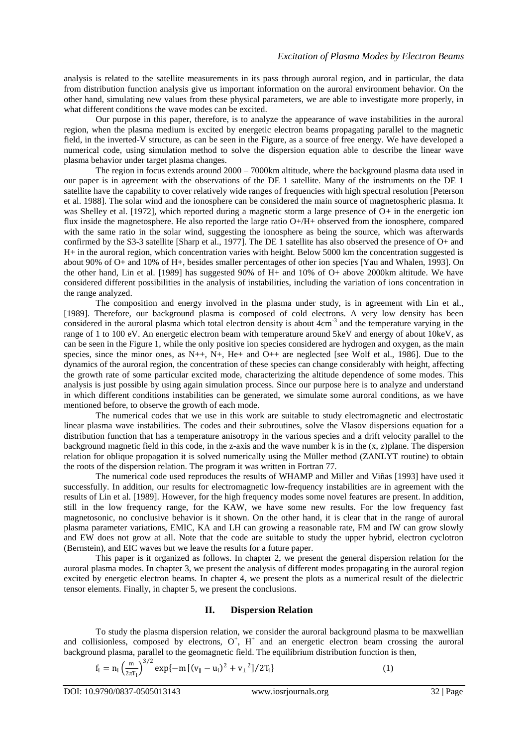analysis is related to the satellite measurements in its pass through auroral region, and in particular, the data from distribution function analysis give us important information on the auroral environment behavior. On the other hand, simulating new values from these physical parameters, we are able to investigate more properly, in what different conditions the wave modes can be excited.

Our purpose in this paper, therefore, is to analyze the appearance of wave instabilities in the auroral region, when the plasma medium is excited by energetic electron beams propagating parallel to the magnetic field, in the inverted-V structure, as can be seen in the Figure, as a source of free energy. We have developed a numerical code, using simulation method to solve the dispersion equation able to describe the linear wave plasma behavior under target plasma changes.

The region in focus extends around 2000 – 7000km altitude, where the background plasma data used in our paper is in agreement with the observations of the DE 1 satellite. Many of the instruments on the DE 1 satellite have the capability to cover relatively wide ranges of frequencies with high spectral resolution [Peterson et al. 1988]. The solar wind and the ionosphere can be considered the main source of magnetospheric plasma. It was Shelley et al. [1972], which reported during a magnetic storm a large presence of O+ in the energetic ion flux inside the magnetosphere. He also reported the large ratio O+/H+ observed from the ionosphere, compared with the same ratio in the solar wind, suggesting the ionosphere as being the source, which was afterwards confirmed by the S3-3 satellite [Sharp et al., 1977]. The DE 1 satellite has also observed the presence of O+ and H+ in the auroral region, which concentration varies with height. Below 5000 km the concentration suggested is about 90% of O+ and 10% of H+, besides smaller percentages of other ion species [Yau and Whalen, 1993]. On the other hand, Lin et al. [1989] has suggested 90% of H+ and 10% of O+ above 2000km altitude. We have considered different possibilities in the analysis of instabilities, including the variation of ions concentration in the range analyzed.

The composition and energy involved in the plasma under study, is in agreement with Lin et al., [1989]. Therefore, our background plasma is composed of cold electrons. A very low density has been considered in the auroral plasma which total electron density is about $4cm^{-3}$ and the temperature varying in the range of 1 to 100 eV. An energetic electron beam with temperature around 5keV and energy of about 10keV, as can be seen in the Figure 1, while the only positive ion species considered are hydrogen and oxygen, as the main species, since the minor ones, as N++, N+, He+ and O++ are neglected [see Wolf et al., 1986]. Due to the dynamics of the auroral region, the concentration of these species can change considerably with height, affecting the growth rate of some particular excited mode, characterizing the altitude dependence of some modes. This analysis is just possible by using again simulation process. Since our purpose here is to analyze and understand in which different conditions instabilities can be generated, we simulate some auroral conditions, as we have mentioned before, to observe the growth of each mode.

The numerical codes that we use in this work are suitable to study electromagnetic and electrostatic linear plasma wave instabilities. The codes and their subroutines, solve the Vlasov dispersions equation for a distribution function that has a temperature anisotropy in the various species and a drift velocity parallel to the background magnetic field in this code, in the z-axis and the wave number k is in the (x, z)plane. The dispersion relation for oblique propagation it is solved numerically using the Müller method (ZANLYT routine) to obtain the roots of the dispersion relation. The program it was written in Fortran 77.

The numerical code used reproduces the results of WHAMP and Miller and Viñas [1993] have used it successfully. In addition, our results for electromagnetic low-frequency instabilities are in agreement with the results of Lin et al. [1989]. However, for the high frequency modes some novel features are present. In addition, still in the low frequency range, for the KAW, we have some new results. For the low frequency fast magnetosonic, no conclusive behavior is it shown. On the other hand, it is clear that in the range of auroral plasma parameter variations, EMIC, KA and LH can growing a reasonable rate, FM and IW can grow slowly and EW does not grow at all. Note that the code are suitable to study the upper hybrid, electron cyclotron (Bernstein), and EIC waves but we leave the results for a future paper.

This paper is it organized as follows. In chapter 2, we present the general dispersion relation for the auroral plasma modes. In chapter 3, we present the analysis of different modes propagating in the auroral region excited by energetic electron beams. In chapter 4, we present the plots as a numerical result of the dielectric tensor elements. Finally, in chapter 5, we present the conclusions.

## II. Dispersion Relation

To study the plasma dispersion relation, we consider the auroral background plasma to be maxwellian and collisionless, composed by electrons, $O^+$, $H^+$ and an energetic electron beam crossing the auroral background plasma, parallel to the geomagnetic field. The equilibrium distribution function is then,

$$f_i = n_i \left(\frac{m}{2\pi T_i}\right)^{3/2} \exp\{-m\,[(v_\parallel - u_i)^2 + v_\perp{}^2]/2T_i\} \tag{1}$$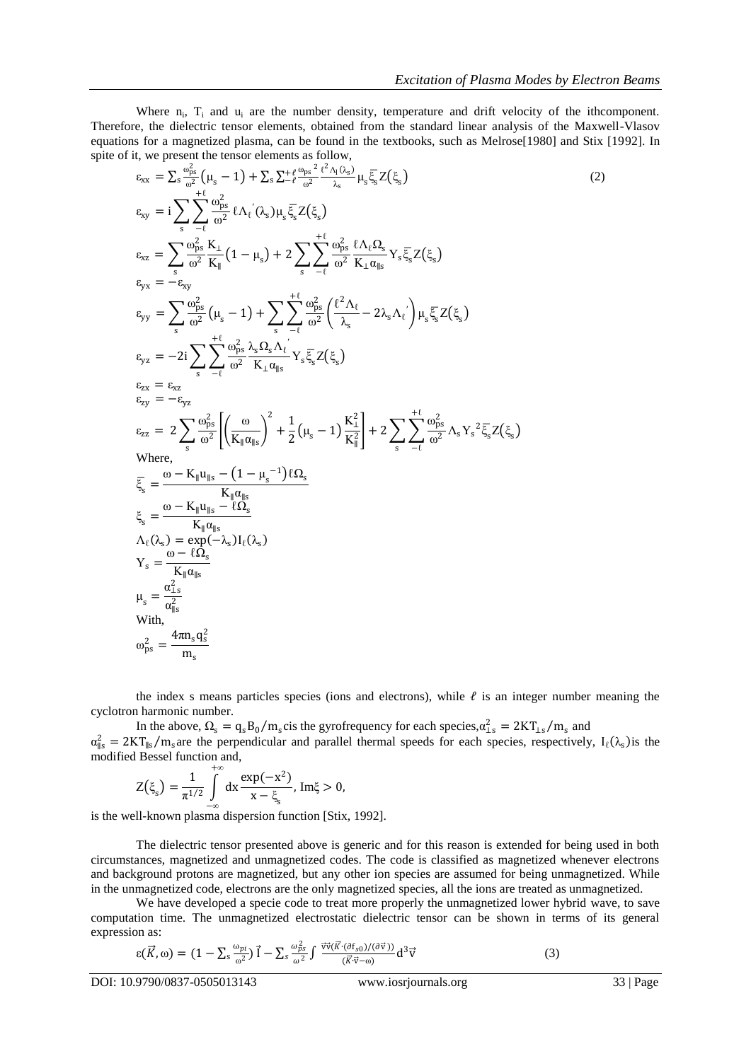Where $n_i$, $T_i$ and $u_i$ are the number density, temperature and drift velocity of the ithcomponent. Therefore, the dielectric tensor elements, obtained from the standard linear analysis of the Maxwell-Vlasov equations for a magnetized plasma, can be found in the textbooks, such as Melrose[1980] and Stix [1992]. In spite of it, we present the tensor elements as follow,

$$\varepsilon_{xx} = \sum_s \frac{\omega_{ps}^2}{\omega^2}\left(\mu_s - 1\right) + \sum_s \sum_{-\ell}^{+\ell} \frac{{\omega_{ps}}^2}{\omega^2}\frac{\ell^2 \Lambda_l(\lambda_s)}{\lambda_s}\mu_s \bar{\xi}_s Z(\xi_s) \tag{2}$$

$$\varepsilon_{xy} = i\sum_s \sum_{-\ell}^{+\ell} \frac{\omega_{ps}^2}{\omega^2}\ell\Lambda_\ell^{'}(\lambda_s)\mu_s\bar{\xi}_s Z(\xi_s)$$

$$\varepsilon_{xz} = \sum_s \frac{\omega_{ps}^2}{\omega^2}\frac{K_\perp}{K_\parallel}\left(1-\mu_s\right) + 2\sum_s \sum_{-\ell}^{+\ell}\frac{\omega_{ps}^2}{\omega^2}\frac{\ell\Lambda_\ell\Omega_s}{K_\perp \alpha_{\parallel s}}Y_s\bar{\xi}_s Z(\xi_s)$$

$$\varepsilon_{yx} = -\varepsilon_{xy}$$

$$\varepsilon_{yy} = \sum_s \frac{\omega_{ps}^2}{\omega^2}\left(\mu_s - 1\right) + \sum_s \sum_{-\ell}^{+\ell}\frac{\omega_{ps}^2}{\omega^2}\left(\frac{\ell^2\Lambda_\ell}{\lambda_s} - 2\lambda_s\Lambda_\ell^{'}\right)\mu_s\bar{\xi}_s Z(\xi_s)$$

$$\varepsilon_{yz} = -2i\sum_s \sum_{-\ell}^{+\ell}\frac{\omega_{ps}^2}{\omega^2}\frac{\lambda_s\Omega_s\Lambda_\ell^{'}}{K_\perp\alpha_{\parallel s}}Y_s\bar{\xi}_s Z(\xi_s)$$

$$\varepsilon_{zx} = \varepsilon_{xz}$$

$$\varepsilon_{zy} = -\varepsilon_{yz}$$

$$\varepsilon_{zz} = 2\sum_s \frac{\omega_{ps}^2}{\omega^2}\left[\left(\frac{\omega}{K_\parallel\alpha_{\parallel s}}\right)^2 + \frac{1}{2}\left(\mu_s - 1\right)\frac{K_\perp^2}{K_\parallel^2}\right] + 2\sum_s\sum_{-\ell}^{+\ell}\frac{\omega_{ps}^2}{\omega^2}\Lambda_s {Y_s}^2\bar{\xi}_s Z(\xi_s)$$

Where,

$$\bar{\xi}_s = \frac{\omega - K_\parallel u_{\parallel s} - \left(1-{\mu_s}^{-1}\right)\ell\Omega_s}{K_\parallel\alpha_{\parallel s}}$$

$$\xi_s = \frac{\omega - K_\parallel u_{\parallel s} - \ell\Omega_s}{K_\parallel\alpha_{\parallel s}}$$

$$\Lambda_\ell(\lambda_s) = \exp(-\lambda_s)I_\ell(\lambda_s)$$

$$Y_s = \frac{\omega - \ell\Omega_s}{K_\parallel\alpha_{\parallel s}}$$

$$\mu_s = \frac{\alpha_{\perp s}^2}{\alpha_{\parallel s}^2}$$

With,

$$\omega_{ps}^2 = \frac{4\pi n_s q_s^2}{m_s}$$

the index s means particles species (ions and electrons), while $\ell$ is an integer number meaning the cyclotron harmonic number.

In the above, $\Omega_s = q_s B_0/m_s c$is the gyrofrequency for each species,$\alpha_{\perp s}^2 = 2KT_{\perp s}/m_s$ and $\alpha_{\parallel s}^2 = 2KT_{\parallel s}/m_s$are the perpendicular and parallel thermal speeds for each species, respectively, $I_\ell(\lambda_s)$is the modified Bessel function and,

$$Z(\xi_s) = \frac{1}{\pi^{1/2}}\int_{-\infty}^{+\infty} dx\frac{\exp(-x^2)}{x-\xi_s},\ \text{Im}\xi > 0,$$

is the well-known plasma dispersion function [Stix, 1992].

The dielectric tensor presented above is generic and for this reason is extended for being used in both circumstances, magnetized and unmagnetized codes. The code is classified as magnetized whenever electrons and background protons are magnetized, but any other ion species are assumed for being unmagnetized. While in the unmagnetized code, electrons are the only magnetized species, all the ions are treated as unmagnetized.

We have developed a specie code to treat more properly the unmagnetized lower hybrid wave, to save computation time. The unmagnetized electrostatic dielectric tensor can be shown in terms of its general expression as:

$$\varepsilon(\vec{K},\omega) = \left(1 - \sum_s \frac{\omega_{pi}}{\omega^2}\right)\vec{I} - \sum_s \frac{\omega_{ps}^2}{\omega^2}\int \frac{\vec{v}\vec{v}(\vec{K}\cdot(\partial f_{s0})/(\partial\vec{v}))}{(\vec{K}\cdot\vec{v}-\omega)}d^3\vec{v} \tag{3}$$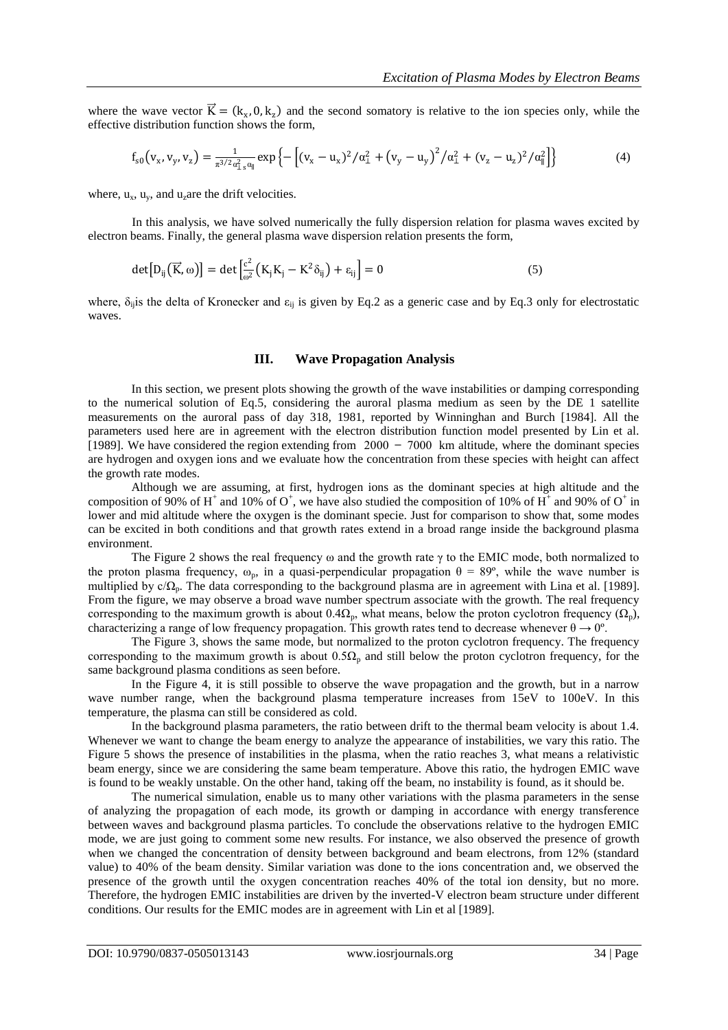where the wave vector $\vec{K} = (k_x, 0, k_z)$ and the second somatory is relative to the ion species only, while the effective distribution function shows the form,

$$f_{s0}(v_x, v_y, v_z) = \frac{1}{\pi^{3/2}\alpha_{\perp s}^2 \alpha_{\parallel}} \exp\left\{-\left[(v_x - u_x)^2/\alpha_{\perp}^2 + (v_y - u_y)^2/\alpha_{\perp}^2 + (v_z - u_z)^2/\alpha_{\parallel}^2\right]\right\} \quad (4)$$

where, $u_x$, $u_y$, and $u_z$are the drift velocities.

In this analysis, we have solved numerically the fully dispersion relation for plasma waves excited by electron beams. Finally, the general plasma wave dispersion relation presents the form,

$$\det\left[D_{ij}(\vec{K}, \omega)\right] = \det\left[\frac{c^2}{\omega^2}\left(K_j K_j - K^2 \delta_{ij}\right) + \varepsilon_{ij}\right] = 0 \quad (5)$$

where, $\delta_{ij}$is the delta of Kronecker and $\varepsilon_{ij}$ is given by Eq.2 as a generic case and by Eq.3 only for electrostatic waves.

## III. Wave Propagation Analysis

In this section, we present plots showing the growth of the wave instabilities or damping corresponding to the numerical solution of Eq.5, considering the auroral plasma medium as seen by the DE 1 satellite measurements on the auroral pass of day 318, 1981, reported by Winninghan and Burch [1984]. All the parameters used here are in agreement with the electron distribution function model presented by Lin et al. [1989]. We have considered the region extending from 2000 − 7000 km altitude, where the dominant species are hydrogen and oxygen ions and we evaluate how the concentration from these species with height can affect the growth rate modes.

Although we are assuming, at first, hydrogen ions as the dominant species at high altitude and the composition of 90% of $H^+$ and 10% of $O^+$, we have also studied the composition of 10% of $H^+$ and 90% of $O^+$ in lower and mid altitude where the oxygen is the dominant specie. Just for comparison to show that, some modes can be excited in both conditions and that growth rates extend in a broad range inside the background plasma environment.

The Figure 2 shows the real frequency ω and the growth rate γ to the EMIC mode, both normalized to the proton plasma frequency, $\omega_p$, in a quasi-perpendicular propagation θ = 89º, while the wave number is multiplied by $c/\Omega_p$. The data corresponding to the background plasma are in agreement with Lina et al. [1989]. From the figure, we may observe a broad wave number spectrum associate with the growth. The real frequency corresponding to the maximum growth is about $0.4\Omega_p$, what means, below the proton cyclotron frequency ($\Omega_p$), characterizing a range of low frequency propagation. This growth rates tend to decrease whenever θ → 0º.

The Figure 3, shows the same mode, but normalized to the proton cyclotron frequency. The frequency corresponding to the maximum growth is about $0.5\Omega_p$ and still below the proton cyclotron frequency, for the same background plasma conditions as seen before.

In the Figure 4, it is still possible to observe the wave propagation and the growth, but in a narrow wave number range, when the background plasma temperature increases from 15eV to 100eV. In this temperature, the plasma can still be considered as cold.

In the background plasma parameters, the ratio between drift to the thermal beam velocity is about 1.4. Whenever we want to change the beam energy to analyze the appearance of instabilities, we vary this ratio. The Figure 5 shows the presence of instabilities in the plasma, when the ratio reaches 3, what means a relativistic beam energy, since we are considering the same beam temperature. Above this ratio, the hydrogen EMIC wave is found to be weakly unstable. On the other hand, taking off the beam, no instability is found, as it should be.

The numerical simulation, enable us to many other variations with the plasma parameters in the sense of analyzing the propagation of each mode, its growth or damping in accordance with energy transference between waves and background plasma particles. To conclude the observations relative to the hydrogen EMIC mode, we are just going to comment some new results. For instance, we also observed the presence of growth when we changed the concentration of density between background and beam electrons, from 12% (standard value) to 40% of the beam density. Similar variation was done to the ions concentration and, we observed the presence of the growth until the oxygen concentration reaches 40% of the total ion density, but no more. Therefore, the hydrogen EMIC instabilities are driven by the inverted-V electron beam structure under different conditions. Our results for the EMIC modes are in agreement with Lin et al [1989].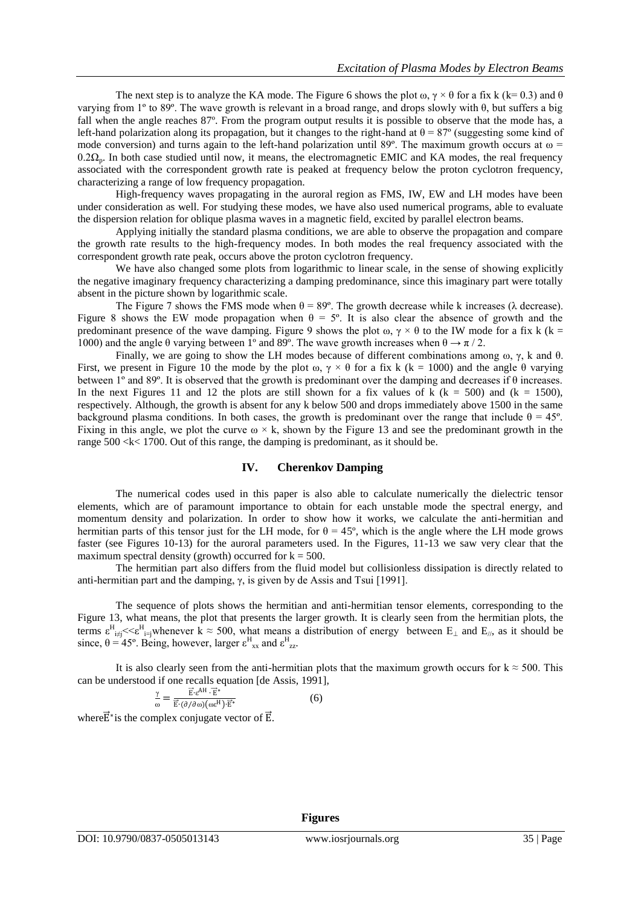The next step is to analyze the KA mode. The Figure 6 shows the plot $\omega$, $\gamma \times \theta$ for a fix k (k= 0.3) and $\theta$ varying from 1º to 89º. The wave growth is relevant in a broad range, and drops slowly with $\theta$, but suffers a big fall when the angle reaches 87º. From the program output results it is possible to observe that the mode has, a left-hand polarization along its propagation, but it changes to the right-hand at $\theta = 87º$ (suggesting some kind of mode conversion) and turns again to the left-hand polarization until 89º. The maximum growth occurs at $\omega = 0.2\Omega_p$. In both case studied until now, it means, the electromagnetic EMIC and KA modes, the real frequency associated with the correspondent growth rate is peaked at frequency below the proton cyclotron frequency, characterizing a range of low frequency propagation.

High-frequency waves propagating in the auroral region as FMS, IW, EW and LH modes have been under consideration as well. For studying these modes, we have also used numerical programs, able to evaluate the dispersion relation for oblique plasma waves in a magnetic field, excited by parallel electron beams.

Applying initially the standard plasma conditions, we are able to observe the propagation and compare the growth rate results to the high-frequency modes. In both modes the real frequency associated with the correspondent growth rate peak, occurs above the proton cyclotron frequency.

We have also changed some plots from logarithmic to linear scale, in the sense of showing explicitly the negative imaginary frequency characterizing a damping predominance, since this imaginary part were totally absent in the picture shown by logarithmic scale.

The Figure 7 shows the FMS mode when $\theta = 89º$. The growth decrease while k increases ($\lambda$ decrease). Figure 8 shows the EW mode propagation when $\theta = 5º$. It is also clear the absence of growth and the predominant presence of the wave damping. Figure 9 shows the plot $\omega$, $\gamma \times \theta$ to the IW mode for a fix k (k = 1000) and the angle $\theta$ varying between 1º and 89º. The wave growth increases when $\theta \rightarrow \pi / 2$.

Finally, we are going to show the LH modes because of different combinations among $\omega$, $\gamma$, k and $\theta$. First, we present in Figure 10 the mode by the plot $\omega$, $\gamma \times \theta$ for a fix k (k = 1000) and the angle $\theta$ varying between 1º and 89º. It is observed that the growth is predominant over the damping and decreases if $\theta$ increases. In the next Figures 11 and 12 the plots are still shown for a fix values of k (k = 500) and (k = 1500), respectively. Although, the growth is absent for any k below 500 and drops immediately above 1500 in the same background plasma conditions. In both cases, the growth is predominant over the range that include $\theta = 45º$. Fixing in this angle, we plot the curve $\omega \times$ k, shown by the Figure 13 and see the predominant growth in the range 500 <k< 1700. Out of this range, the damping is predominant, as it should be.

## IV. Cherenkov Damping

The numerical codes used in this paper is also able to calculate numerically the dielectric tensor elements, which are of paramount importance to obtain for each unstable mode the spectral energy, and momentum density and polarization. In order to show how it works, we calculate the anti-hermitian and hermitian parts of this tensor just for the LH mode, for $\theta = 45º$, which is the angle where the LH mode grows faster (see Figures 10-13) for the auroral parameters used. In the Figures, 11-13 we saw very clear that the maximum spectral density (growth) occurred for k = 500.

The hermitian part also differs from the fluid model but collisionless dissipation is directly related to anti-hermitian part and the damping, $\gamma$, is given by de Assis and Tsui [1991].

The sequence of plots shows the hermitian and anti-hermitian tensor elements, corresponding to the Figure 13, what means, the plot that presents the larger growth. It is clearly seen from the hermitian plots, the terms $\varepsilon^H_{i\neq j} << \varepsilon^H_{i=j}$ whenever $k \approx 500$, what means a distribution of energy between $E_\perp$ and $E_{//}$, as it should be since, $\theta = 45º$. Being, however, larger $\varepsilon^H_{xx}$ and $\varepsilon^H_{zz}$.

It is also clearly seen from the anti-hermitian plots that the maximum growth occurs for $k \approx 500$. This can be understood if one recalls equation [de Assis, 1991],

$$\frac{\gamma}{\omega} = \frac{\vec{E}\cdot\varepsilon^{AH}\cdot\vec{E}^*}{\vec{E}\cdot(\partial/\partial\omega)(\omega\varepsilon^H)\cdot\vec{E}^*} \qquad (6)$$

where $\vec{E}^*$ is the complex conjugate vector of $\vec{E}$.

**Figures**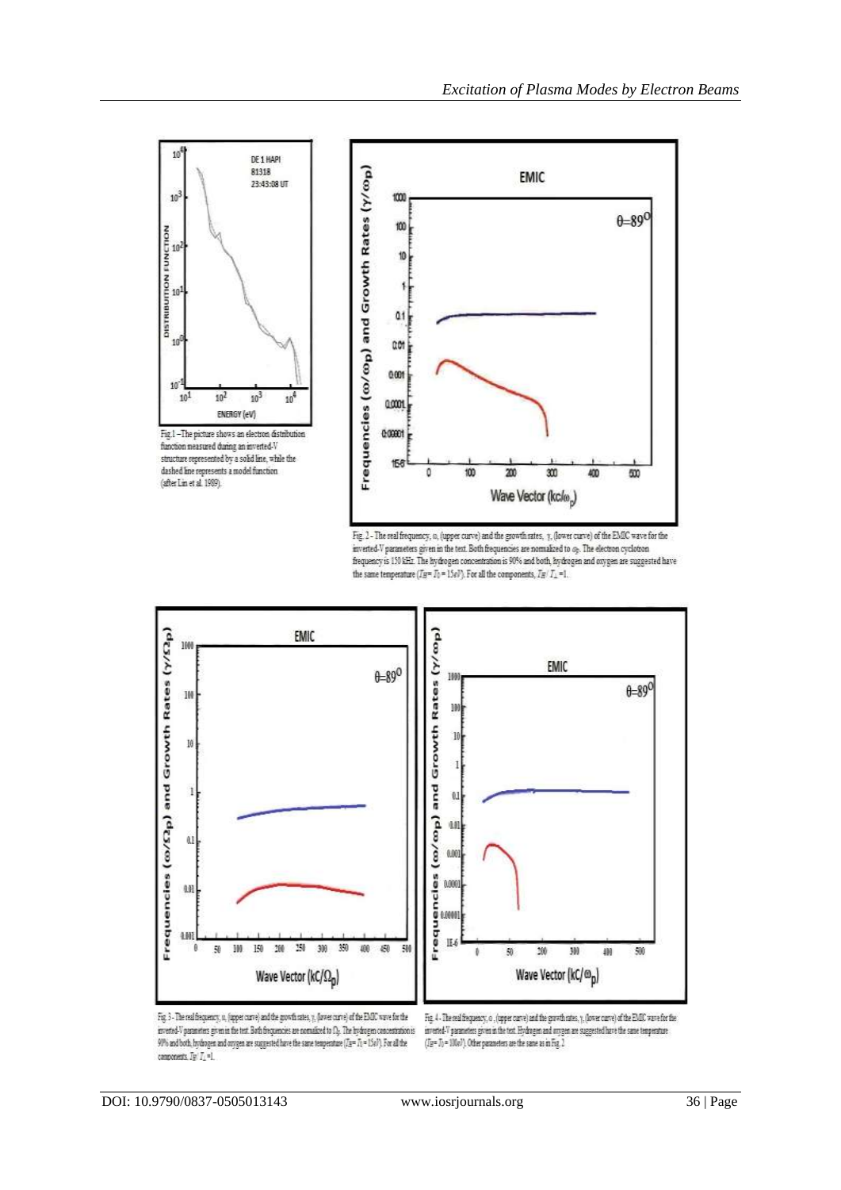Fig.1 –The picture shows an electron distribution function measured during an inverted-V structure represented by a solid line, while the dashed line represents a model function (after Lin et al. 1989).

Fig. 2 - The real frequency, ω, (upper curve) and the growth rates, γ, (lower curve) of the EMIC wave for the inverted-V parameters given in the text. Both frequencies are normalized to $\omega_p$. The electron cyclotron frequency is 150 kHz. The hydrogen concentration is 90% and both, hydrogen and oxygen are suggested have the same temperature ($T_H = T_O = 15eV$). For all the components, $T_{II}/T_{\perp}=1$.

Fig 3 - The real frequency, ω, (upper curve) and the growth rates, γ, (lower curve) of the EMIC wave for the inverted-V parameters given in the text. Both frequencies are normalized to $\Omega_p$. The hydrogen concentration is 90% and both, hydrogen and oxygen are suggested have the same temperature ($T_H = T_O = 15eV$). For all the components, $T_{II}/T_{\perp}=1$.

Fig. 4 - The real frequency, ω, (upper curve) and the growth rates, γ, (lower curve) of the EMIC wave for the inverted-V parameters given in the text. Hydrogen and oxygen are suggested have the same temperature ($T_H = T_O = 100eV$). Other parameters are the same as in Fig. 2.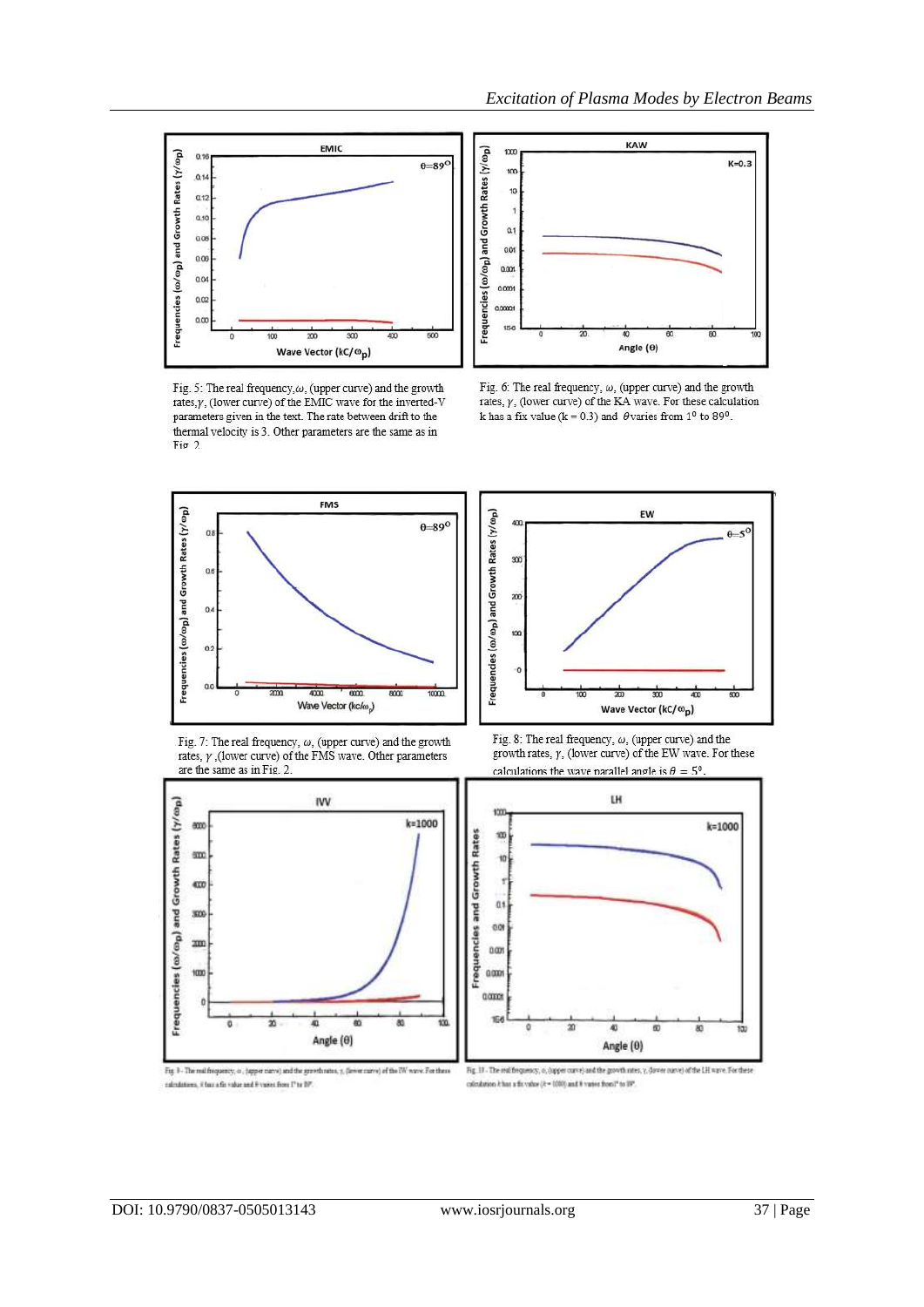Fig. 5: The real frequency, $\omega$, (upper curve) and the growth rates, $\gamma$, (lower curve) of the EMIC wave for the inverted-V parameters given in the text. The rate between drift to the thermal velocity is 3. Other parameters are the same as in Fig. 2.

Fig. 6: The real frequency, $\omega$, (upper curve) and the growth rates, $\gamma$, (lower curve) of the KA wave. For these calculation k has a fix value (k = 0.3) and $\theta$ varies from $1^0$ to $89^0$.

Fig. 7: The real frequency, $\omega$, (upper curve) and the growth rates, $\gamma$, (lower curve) of the FMS wave. Other parameters are the same as in Fig. 2.

Fig. 8: The real frequency, $\omega$, (upper curve) and the growth rates, $\gamma$, (lower curve) of the EW wave. For these calculations the wave parallel angle is $\theta = 5^0$.

Fig. 9 - The real frequency, $\omega$, (upper curve) and the growth rates, $\gamma$, (lower curve) of the IW wave. For these calculations, $k$ has a fix value and $\theta$ varies from $1^0$ to $89^0$.

Fig. 10 - The real frequency, $\omega$, (upper curve) and the growth rates, $\gamma$, (lower curve) of the LH wave. For these calculation $k$ has a fix value ($k = 1000$) and $\theta$ varies from $1^0$ to $89^0$.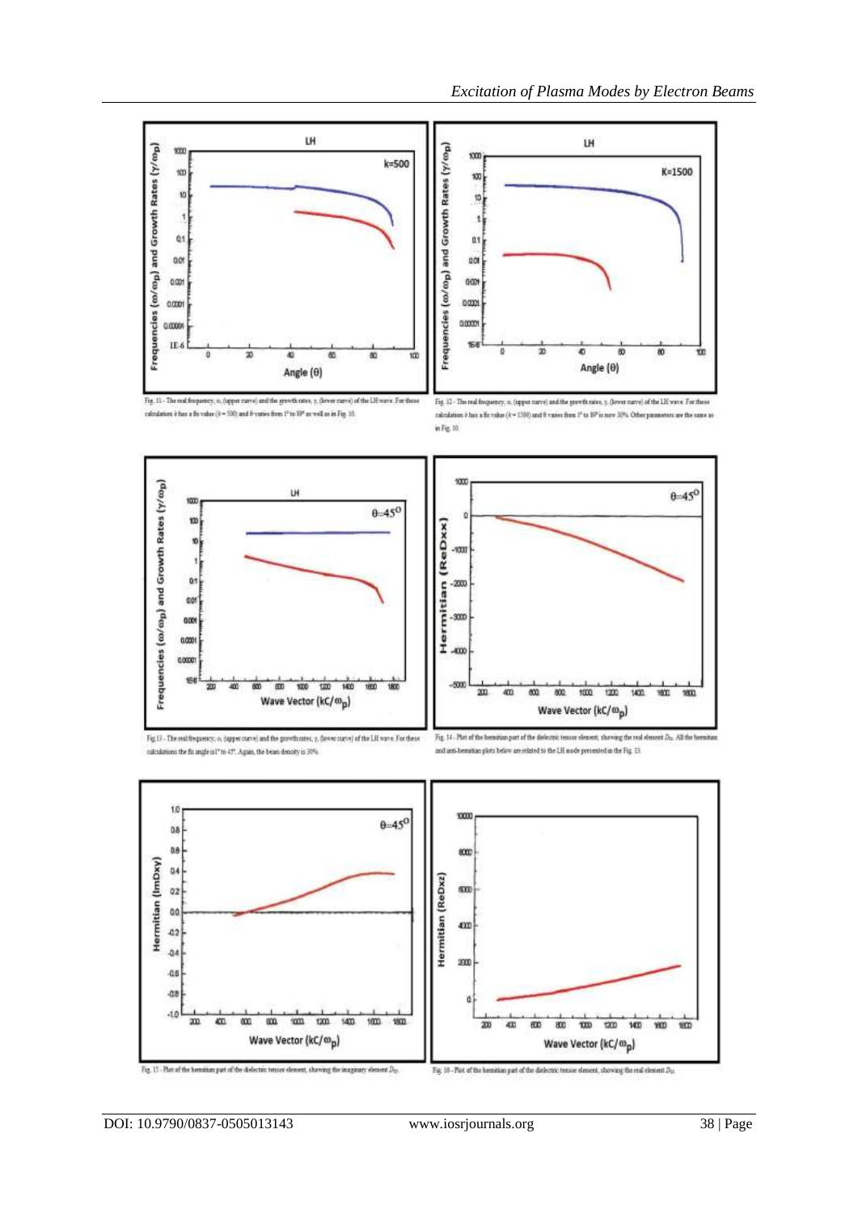Fig. 11 - The real frequency, $\omega$, (upper curve) and the growth rates, $\gamma$, (lower curve) of the LH wave. For these calculation $k$ has a fix value ($k = 500$) and $\theta$ varies from 1° to 89° as well as in Fig. 10.

Fig. 12 - The real frequency, $\omega$, (upper curve) and the growth rates, $\gamma$, (lower curve) of the LH wave. For these calculation $k$ has a fix value ($k = 1500$) and $\theta$ varies from 1° to 89° is now 30%. Other parameters are the same as in Fig. 10.

Fig 13 - The real frequency, $\omega$, (upper curve) and the growth rates, $\gamma$, (lower curve) of the LH wave. For these calculations the fix angle is 1° to 45°. Again, the beam density is 30%.

Fig. 14 - Plot of the hermitian part of the dielectric tensor element, showing the real element $D_{xx}$. All the hermitian and anti-hermitian plots below are related to the LH mode presented in the Fig. 13.

Fig. 15 - Plot of the hermitian part of the dielectric tensor element, showing the imaginary element $D_{xy}$.

Fig. 16 - Plot of the hermitian part of the dielectric tensor element, showing the real element $D_{xz}$.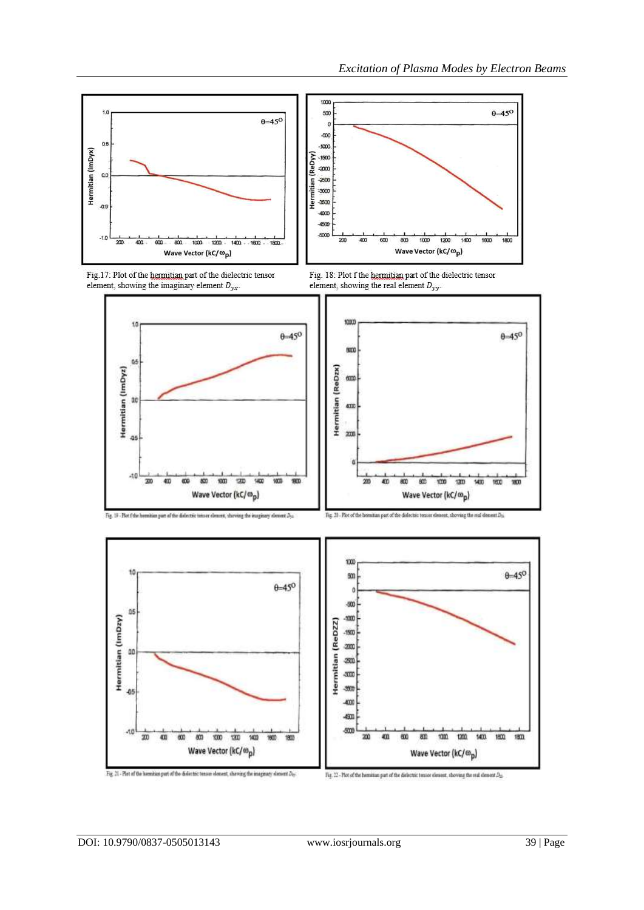Fig.17: Plot of the hermitian part of the dielectric tensor element, showing the imaginary element $D_{yx}$.

Fig. 18: Plot f the hermitian part of the dielectric tensor element, showing the real element $D_{yy}$.

Fig. 19 - Plot f the hermitian part of the dielectric tensor element, showing the imaginary element $D_{yz}$

Fig. 20 - Plot of the hermitian part of the dielectric tensor element, showing the real element $D_{zx}$

Fig. 21 - Plot of the hermitian part of the dielectric tensor element, showing the imaginary element $D_{zy}$

Fig. 22 - Plot of the hermitian part of the dielectric tensor element, showing the real element $D_{zz}$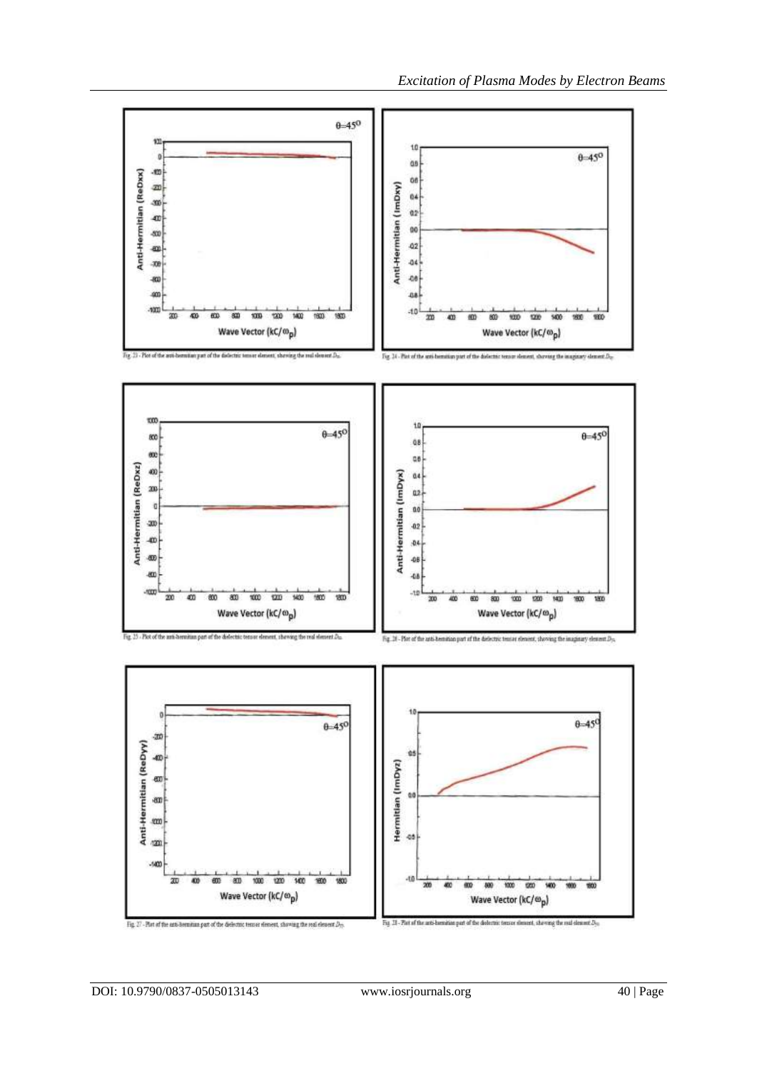Fig. 23 - Plot of the anti-hermitian part of the dielectric tensor element, showing the real element $D_{xx}$

Fig. 24 - Plot of the anti-hermitian part of the dielectric tensor element, showing the imaginary element $D_{xy}$

Fig. 25 - Plot of the anti-hermitian part of the dielectric tensor element, showing the real element $D_{xz}$

Fig. 26 - Plot of the anti-hermitian part of the dielectric tensor element, showing the imaginary element $D_{yx}$

Fig. 27 - Plot of the anti-hermitian part of the dielectric tensor element, showing the real element $D_{yy}$

Fig. 28 - Plot of the anti-hermitian part of the dielectric tensor element, showing the real element $D_{yz}$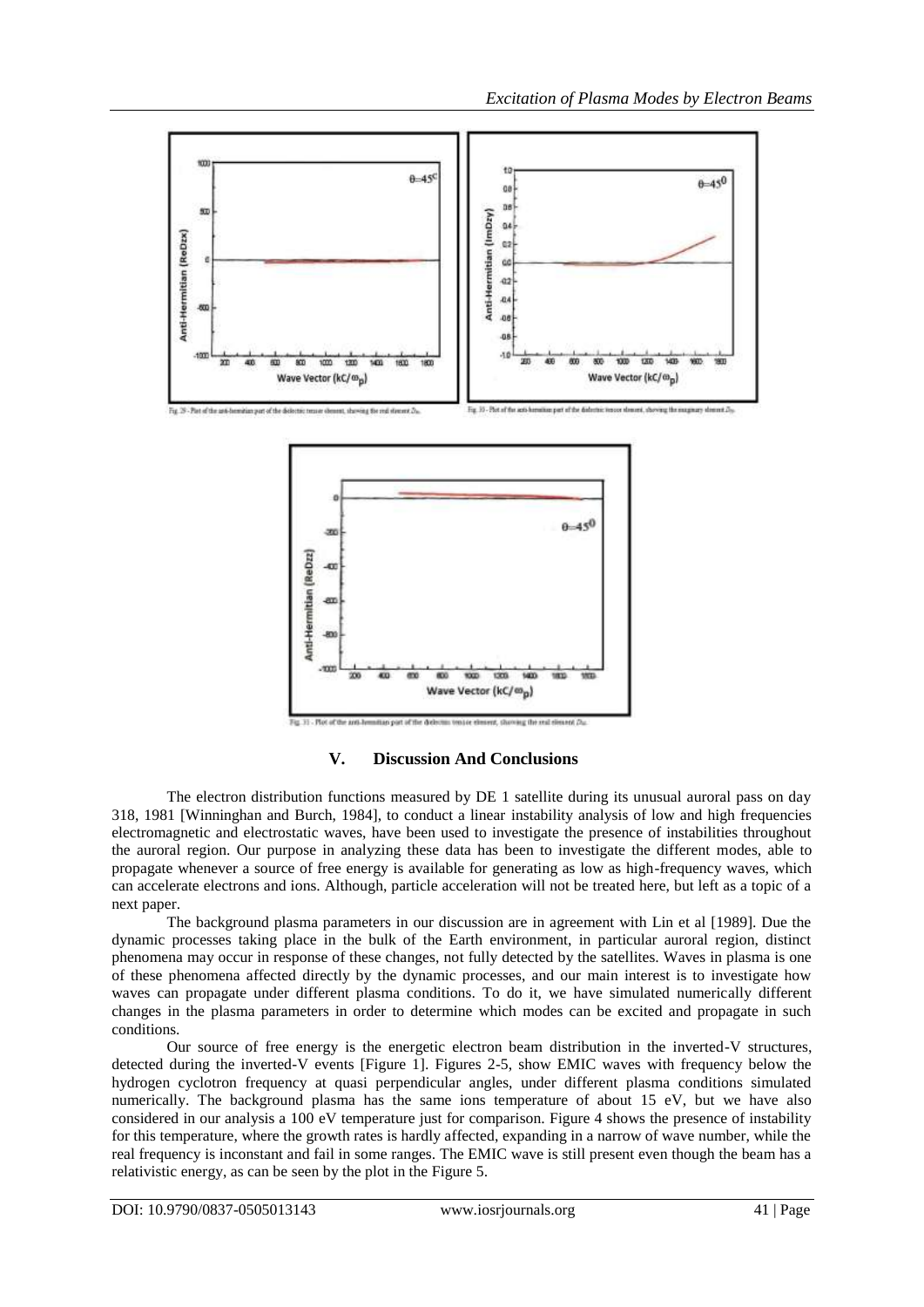Fig. 29 - Plot of the anti-hermitian part of the dielectric tensor element, showing the real element $D_{xz}$.

Fig. 30 - Plot of the anti-hermitian part of the dielectric tensor element, showing the imaginary element $D_{zy}$.

Fig. 31 - Plot of the anti-hermitian part of the dielectric tensor element, showing the real element $D_{zz}$.

## V. Discussion And Conclusions

The electron distribution functions measured by DE 1 satellite during its unusual auroral pass on day 318, 1981 [Winninghan and Burch, 1984], to conduct a linear instability analysis of low and high frequencies electromagnetic and electrostatic waves, have been used to investigate the presence of instabilities throughout the auroral region. Our purpose in analyzing these data has been to investigate the different modes, able to propagate whenever a source of free energy is available for generating as low as high-frequency waves, which can accelerate electrons and ions. Although, particle acceleration will not be treated here, but left as a topic of a next paper.

The background plasma parameters in our discussion are in agreement with Lin et al [1989]. Due the dynamic processes taking place in the bulk of the Earth environment, in particular auroral region, distinct phenomena may occur in response of these changes, not fully detected by the satellites. Waves in plasma is one of these phenomena affected directly by the dynamic processes, and our main interest is to investigate how waves can propagate under different plasma conditions. To do it, we have simulated numerically different changes in the plasma parameters in order to determine which modes can be excited and propagate in such conditions.

Our source of free energy is the energetic electron beam distribution in the inverted-V structures, detected during the inverted-V events [Figure 1]. Figures 2-5, show EMIC waves with frequency below the hydrogen cyclotron frequency at quasi perpendicular angles, under different plasma conditions simulated numerically. The background plasma has the same ions temperature of about 15 eV, but we have also considered in our analysis a 100 eV temperature just for comparison. Figure 4 shows the presence of instability for this temperature, where the growth rates is hardly affected, expanding in a narrow of wave number, while the real frequency is inconstant and fail in some ranges. The EMIC wave is still present even though the beam has a relativistic energy, as can be seen by the plot in the Figure 5.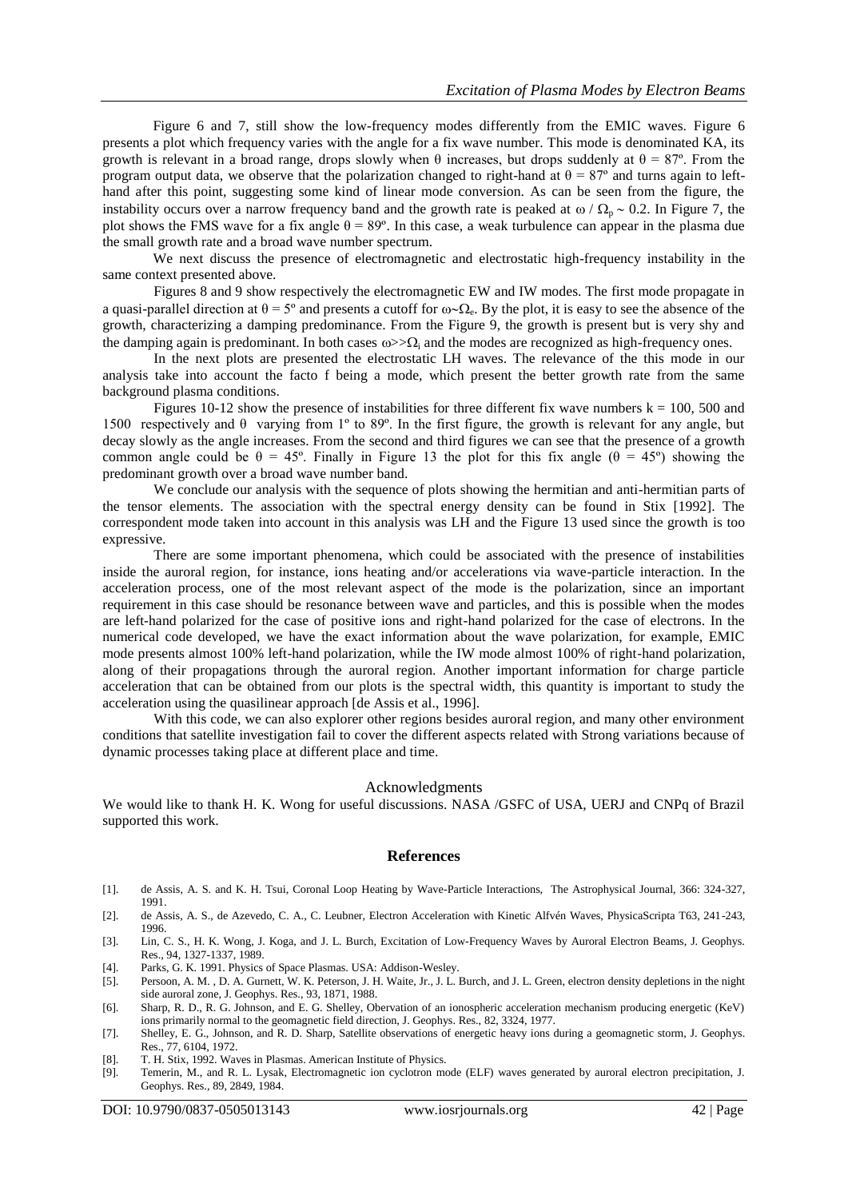Figure 6 and 7, still show the low-frequency modes differently from the EMIC waves. Figure 6 presents a plot which frequency varies with the angle for a fix wave number. This mode is denominated KA, its growth is relevant in a broad range, drops slowly when θ increases, but drops suddenly at θ = 87º. From the program output data, we observe that the polarization changed to right-hand at θ = 87º and turns again to left-hand after this point, suggesting some kind of linear mode conversion. As can be seen from the figure, the instability occurs over a narrow frequency band and the growth rate is peaked at $\omega / \Omega_p \sim 0.2$. In Figure 7, the plot shows the FMS wave for a fix angle θ = 89º. In this case, a weak turbulence can appear in the plasma due the small growth rate and a broad wave number spectrum.

We next discuss the presence of electromagnetic and electrostatic high-frequency instability in the same context presented above.

Figures 8 and 9 show respectively the electromagnetic EW and IW modes. The first mode propagate in a quasi-parallel direction at θ = 5º and presents a cutoff for $\omega \sim \Omega_e$. By the plot, it is easy to see the absence of the growth, characterizing a damping predominance. From the Figure 9, the growth is present but is very shy and the damping again is predominant. In both cases $\omega >> \Omega_i$ and the modes are recognized as high-frequency ones.

In the next plots are presented the electrostatic LH waves. The relevance of the this mode in our analysis take into account the facto f being a mode, which present the better growth rate from the same background plasma conditions.

Figures 10-12 show the presence of instabilities for three different fix wave numbers k = 100, 500 and 1500 respectively and θ varying from 1º to 89º. In the first figure, the growth is relevant for any angle, but decay slowly as the angle increases. From the second and third figures we can see that the presence of a growth common angle could be θ = 45º. Finally in Figure 13 the plot for this fix angle (θ = 45º) showing the predominant growth over a broad wave number band.

We conclude our analysis with the sequence of plots showing the hermitian and anti-hermitian parts of the tensor elements. The association with the spectral energy density can be found in Stix [1992]. The correspondent mode taken into account in this analysis was LH and the Figure 13 used since the growth is too expressive.

There are some important phenomena, which could be associated with the presence of instabilities inside the auroral region, for instance, ions heating and/or accelerations via wave-particle interaction. In the acceleration process, one of the most relevant aspect of the mode is the polarization, since an important requirement in this case should be resonance between wave and particles, and this is possible when the modes are left-hand polarized for the case of positive ions and right-hand polarized for the case of electrons. In the numerical code developed, we have the exact information about the wave polarization, for example, EMIC mode presents almost 100% left-hand polarization, while the IW mode almost 100% of right-hand polarization, along of their propagations through the auroral region. Another important information for charge particle acceleration that can be obtained from our plots is the spectral width, this quantity is important to study the acceleration using the quasilinear approach [de Assis et al., 1996].

With this code, we can also explorer other regions besides auroral region, and many other environment conditions that satellite investigation fail to cover the different aspects related with Strong variations because of dynamic processes taking place at different place and time.

## Acknowledgments

We would like to thank H. K. Wong for useful discussions. NASA /GSFC of USA, UERJ and CNPq of Brazil supported this work.

## References

[1]. de Assis, A. S. and K. H. Tsui, Coronal Loop Heating by Wave-Particle Interactions, The Astrophysical Journal, 366: 324-327, 1991.

[2]. de Assis, A. S., de Azevedo, C. A., C. Leubner, Electron Acceleration with Kinetic Alfvén Waves, PhysicaScripta T63, 241-243, 1996.

[3]. Lin, C. S., H. K. Wong, J. Koga, and J. L. Burch, Excitation of Low-Frequency Waves by Auroral Electron Beams, J. Geophys. Res., 94, 1327-1337, 1989.

[4]. Parks, G. K. 1991. Physics of Space Plasmas. USA: Addison-Wesley.

[5]. Persoon, A. M. , D. A. Gurnett, W. K. Peterson, J. H. Waite, Jr., J. L. Burch, and J. L. Green, electron density depletions in the night side auroral zone, J. Geophys. Res., 93, 1871, 1988.

[6]. Sharp, R. D., R. G. Johnson, and E. G. Shelley, Obervation of an ionospheric acceleration mechanism producing energetic (KeV) ions primarily normal to the geomagnetic field direction, J. Geophys. Res., 82, 3324, 1977.

[7]. Shelley, E. G., Johnson, and R. D. Sharp, Satellite observations of energetic heavy ions during a geomagnetic storm, J. Geophys. Res., 77, 6104, 1972.

[8]. T. H. Stix, 1992. Waves in Plasmas. American Institute of Physics.

[9]. Temerin, M., and R. L. Lysak, Electromagnetic ion cyclotron mode (ELF) waves generated by auroral electron precipitation, J. Geophys. Res., 89, 2849, 1984.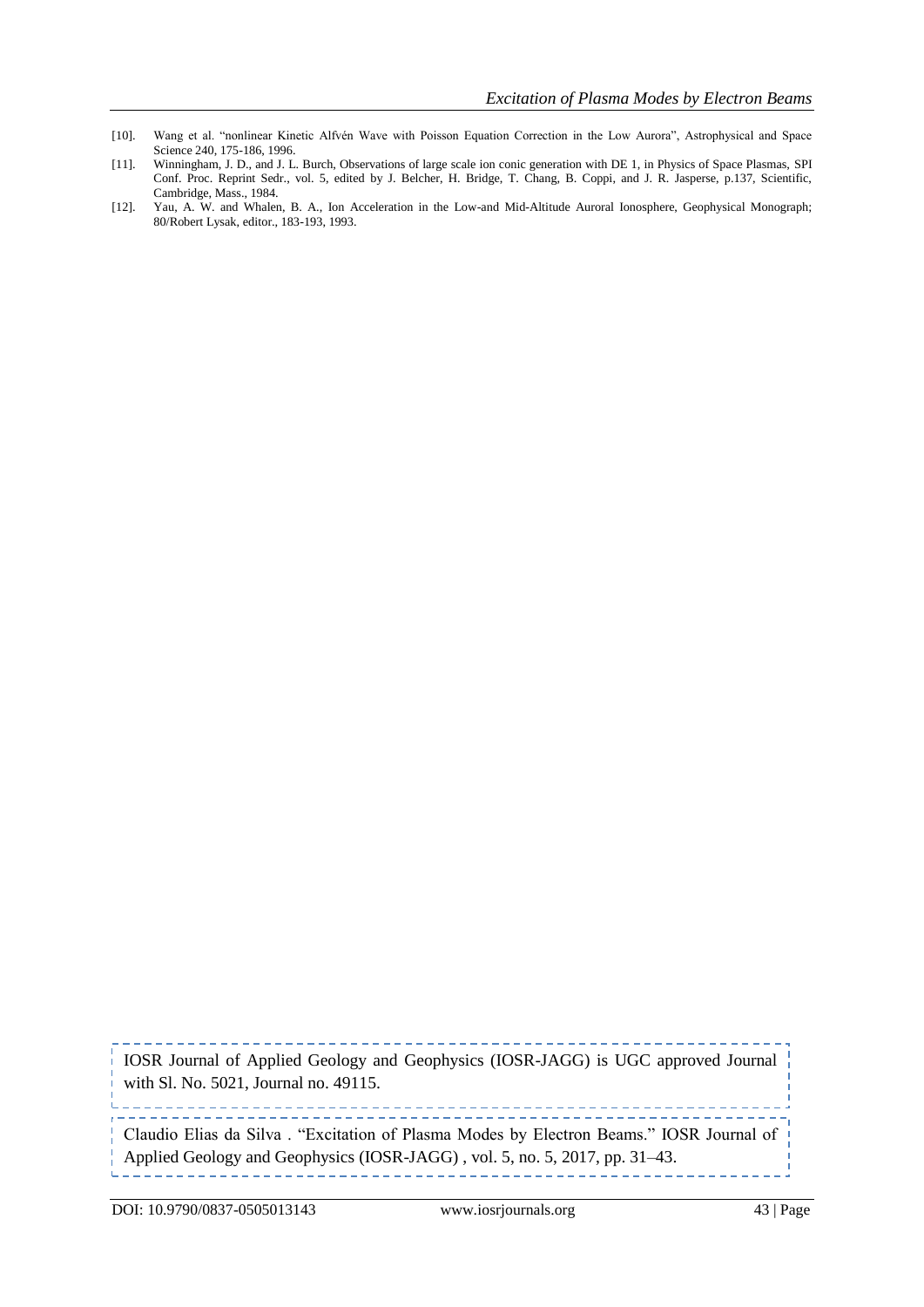[10]. Wang et al. "nonlinear Kinetic Alfvén Wave with Poisson Equation Correction in the Low Aurora", Astrophysical and Space Science 240, 175-186, 1996.

[11]. Winningham, J. D., and J. L. Burch, Observations of large scale ion conic generation with DE 1, in Physics of Space Plasmas, SPI Conf. Proc. Reprint Sedr., vol. 5, edited by J. Belcher, H. Bridge, T. Chang, B. Coppi, and J. R. Jasperse, p.137, Scientific, Cambridge, Mass., 1984.

[12]. Yau, A. W. and Whalen, B. A., Ion Acceleration in the Low-and Mid-Altitude Auroral Ionosphere, Geophysical Monograph; 80/Robert Lysak, editor., 183-193, 1993.

IOSR Journal of Applied Geology and Geophysics (IOSR-JAGG) is UGC approved Journal with Sl. No. 5021, Journal no. 49115.

Claudio Elias da Silva . "Excitation of Plasma Modes by Electron Beams." IOSR Journal of Applied Geology and Geophysics (IOSR-JAGG) , vol. 5, no. 5, 2017, pp. 31–43.